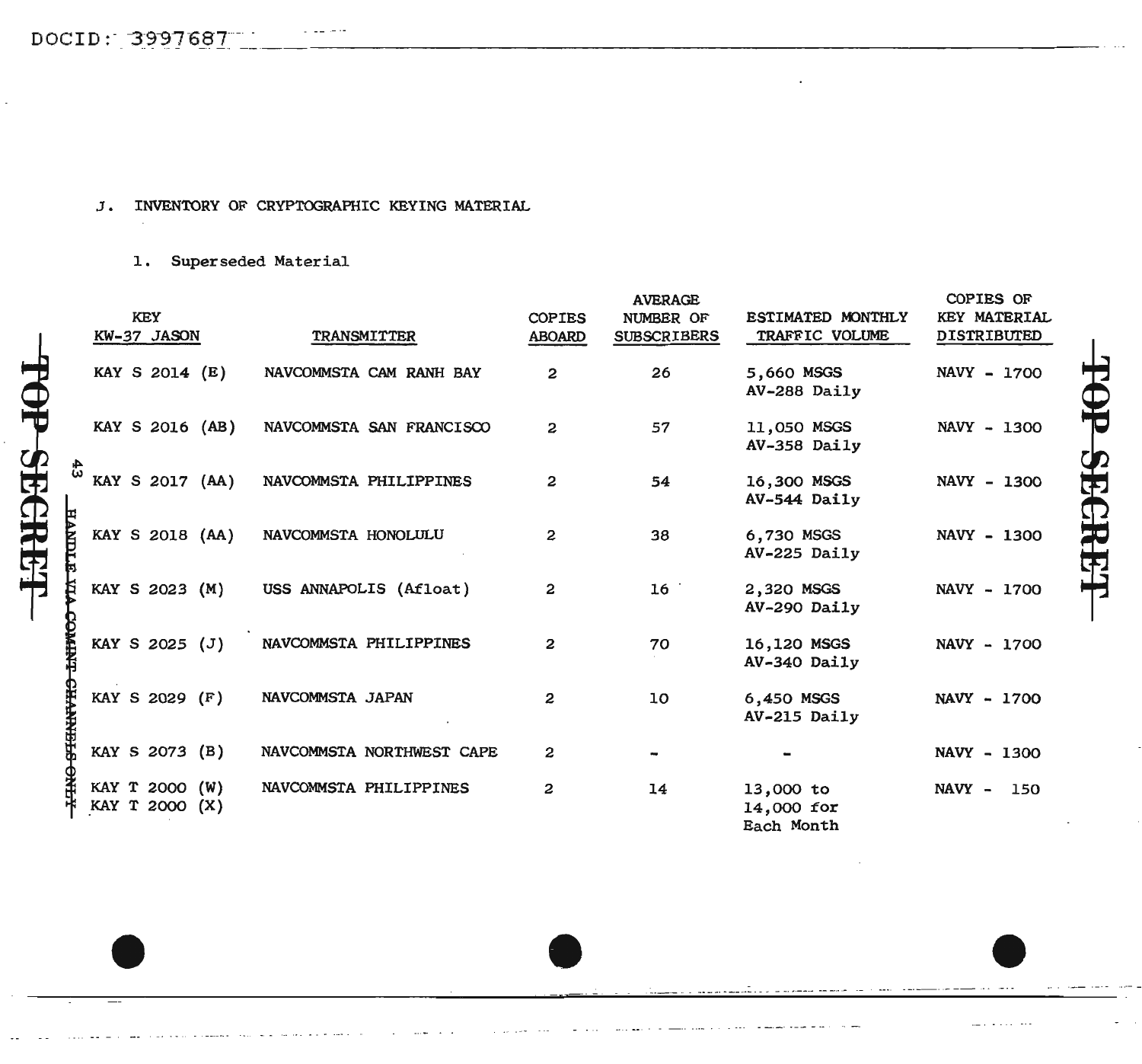J. INVENTORY OF CRYPTOGRAPHIC KEYING MATERIAL

1. Superseded Material

| KEY KW-37 JASON | TRANSMITTER | COPIES ABOARD | AVERAGE NUMBER OF SUBSCRIBERS | ESTIMATED MONTHLY TRAFFIC VOLUME | COPIES OF KEY MATERIAL DISTRIBUTED |
|---|---|---|---|---|---|
| KAY S 2014 (E) | NAVCOMMSTA CAM RANH BAY | 2 | 26 | 5,660 MSGS AV-288 Daily | NAVY - 1700 |
| KAY S 2016 (AB) | NAVCOMMSTA SAN FRANCISCO | 2 | 57 | 11,050 MSGS AV-358 Daily | NAVY - 1300 |
| KAY S 2017 (AA) | NAVCOMMSTA PHILIPPINES | 2 | 54 | 16,300 MSGS AV-544 Daily | NAVY - 1300 |
| KAY S 2018 (AA) | NAVCOMMSTA HONOLULU | 2 | 38 | 6,730 MSGS AV-225 Daily | NAVY - 1300 |
| KAY S 2023 (M) | USS ANNAPOLIS (Afloat) | 2 | 16 | 2,320 MSGS AV-290 Daily | NAVY - 1700 |
| KAY S 2025 (J) | NAVCOMMSTA PHILIPPINES | 2 | 70 | 16,120 MSGS AV-340 Daily | NAVY - 1700 |
| KAY S 2029 (F) | NAVCOMMSTA JAPAN | 2 | 10 | 6,450 MSGS AV-215 Daily | NAVY - 1700 |
| KAY S 2073 (B) | NAVCOMMSTA NORTHWEST CAPE | 2 | - | - | NAVY - 1300 |
| KAY T 2000 (W) KAY T 2000 (X) | NAVCOMMSTA PHILIPPINES | 2 | 14 | 13,000 to 14,000 for Each Month | NAVY - 150 |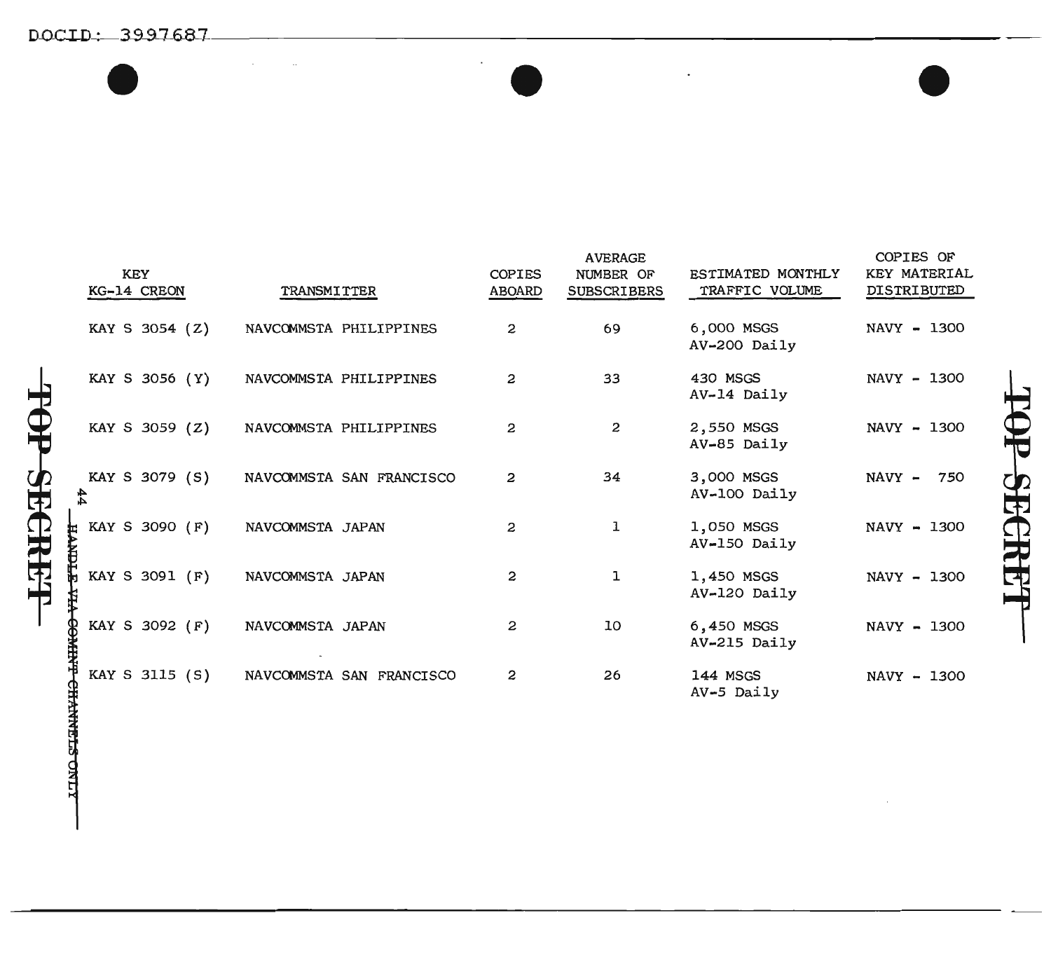TOP SECRET

HANDLE VIA COMINT CHANNELS ONLY

| KEY KG-14 CREON | TRANSMITTER | COPIES ABOARD | AVERAGE NUMBER OF SUBSCRIBERS | ESTIMATED MONTHLY TRAFFIC VOLUME | COPIES OF KEY MATERIAL DISTRIBUTED |
|---|---|---|---|---|---|
| KAY S 3054 (Z) | NAVCOMMSTA PHILIPPINES | 2 | 69 | 6,000 MSGS AV-200 Daily | NAVY - 1300 |
| KAY S 3056 (Y) | NAVCOMMSTA PHILIPPINES | 2 | 33 | 430 MSGS AV-14 Daily | NAVY - 1300 |
| KAY S 3059 (Z) | NAVCOMMSTA PHILIPPINES | 2 | 2 | 2,550 MSGS AV-85 Daily | NAVY - 1300 |
| KAY S 3079 (S) | NAVCOMMSTA SAN FRANCISCO | 2 | 34 | 3,000 MSGS AV-100 Daily | NAVY - 750 |
| KAY S 3090 (F) | NAVCOMMSTA JAPAN | 2 | 1 | 1,050 MSGS AV-150 Daily | NAVY - 1300 |
| KAY S 3091 (F) | NAVCOMMSTA JAPAN | 2 | 1 | 1,450 MSGS AV-120 Daily | NAVY - 1300 |
| KAY S 3092 (F) | NAVCOMMSTA JAPAN | 2 | 10 | 6,450 MSGS AV-215 Daily | NAVY - 1300 |
| KAY S 3115 (S) | NAVCOMMSTA SAN FRANCISCO | 2 | 26 | 144 MSGS AV-5 Daily | NAVY - 1300 |

TOP SECRET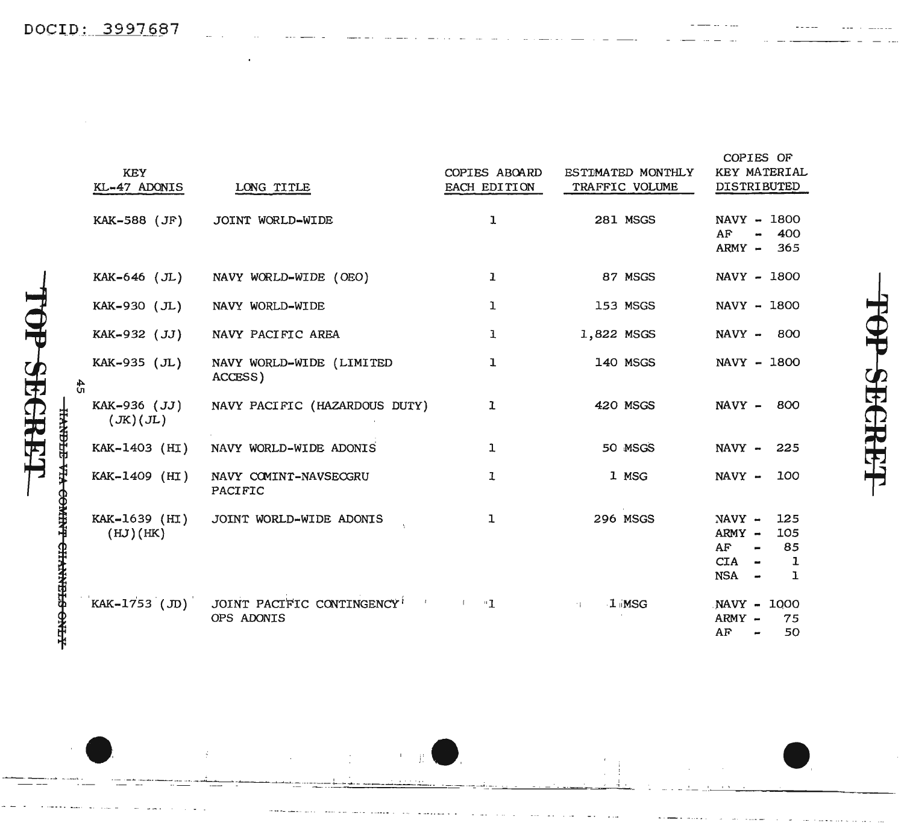| KEY KL-47 ADONIS | LONG TITLE | COPIES ABOARD EACH EDITION | ESTIMATED MONTHLY TRAFFIC VOLUME | COPIES OF KEY MATERIAL DISTRIBUTED |
|---|---|---|---|---|
| KAK-588 (JF) | JOINT WORLD-WIDE | 1 | 281 MSGS | NAVY - 1800<br>AF - 400<br>ARMY - 365 |
| KAK-646 (JL) | NAVY WORLD-WIDE (OEO) | 1 | 87 MSGS | NAVY - 1800 |
| KAK-930 (JL) | NAVY WORLD-WIDE | 1 | 153 MSGS | NAVY - 1800 |
| KAK-932 (JJ) | NAVY PACIFIC AREA | 1 | 1,822 MSGS | NAVY - 800 |
| KAK-935 (JL) | NAVY WORLD-WIDE (LIMITED ACCESS) | 1 | 140 MSGS | NAVY - 1800 |
| KAK-936 (JJ) (JK)(JL) | NAVY PACIFIC (HAZARDOUS DUTY) | 1 | 420 MSGS | NAVY - 800 |
| KAK-1403 (HI) | NAVY WORLD-WIDE ADONIS | 1 | 50 MSGS | NAVY - 225 |
| KAK-1409 (HI) | NAVY COMINT-NAVSECGRU PACIFIC | 1 | 1 MSG | NAVY - 100 |
| KAK-1639 (HI) (HJ)(HK) | JOINT WORLD-WIDE ADONIS | 1 | 296 MSGS | NAVY - 125<br>ARMY - 105<br>AF - 85<br>CIA - 1<br>NSA - 1 |
| KAK-1753 (JD) | JOINT PACIFIC CONTINGENCY OPS ADONIS | 1 | 1 MSG | NAVY - 1000<br>ARMY - 75<br>AF - 50 |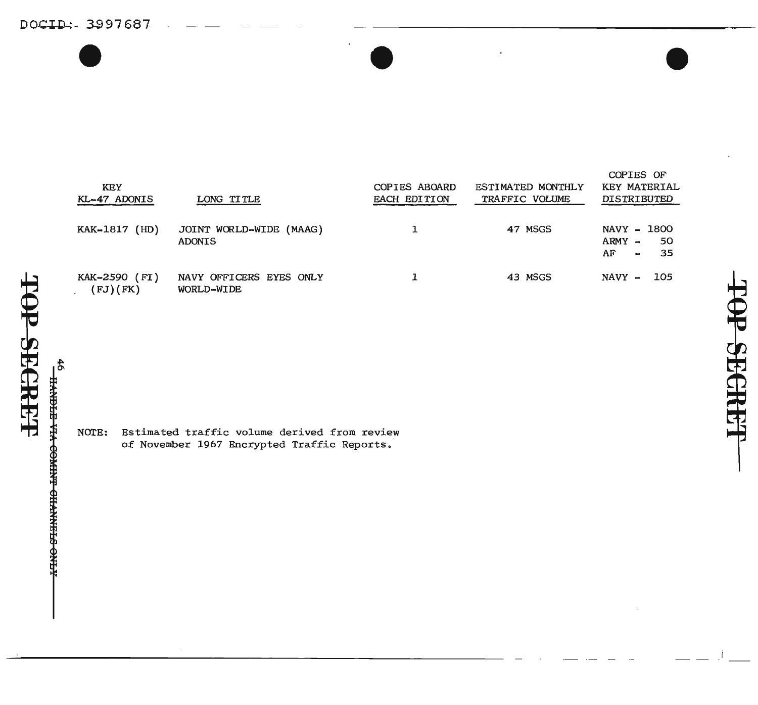| KEY<br>KL-47 ADONIS | LONG TITLE | COPIES ABOARD EACH EDITION | ESTIMATED MONTHLY TRAFFIC VOLUME | COPIES OF KEY MATERIAL DISTRIBUTED |
|---|---|---|---|---|
| KAK-1817 (HD) | JOINT WORLD-WIDE (MAAG) ADONIS | 1 | 47 MSGS | NAVY - 1800<br>ARMY - 50<br>AF - 35 |
| KAK-2590 (FI) (FJ)(FK) | NAVY OFFICERS EYES ONLY WORLD-WIDE | 1 | 43 MSGS | NAVY - 105 |

NOTE: Estimated traffic volume derived from review of November 1967 Encrypted Traffic Reports.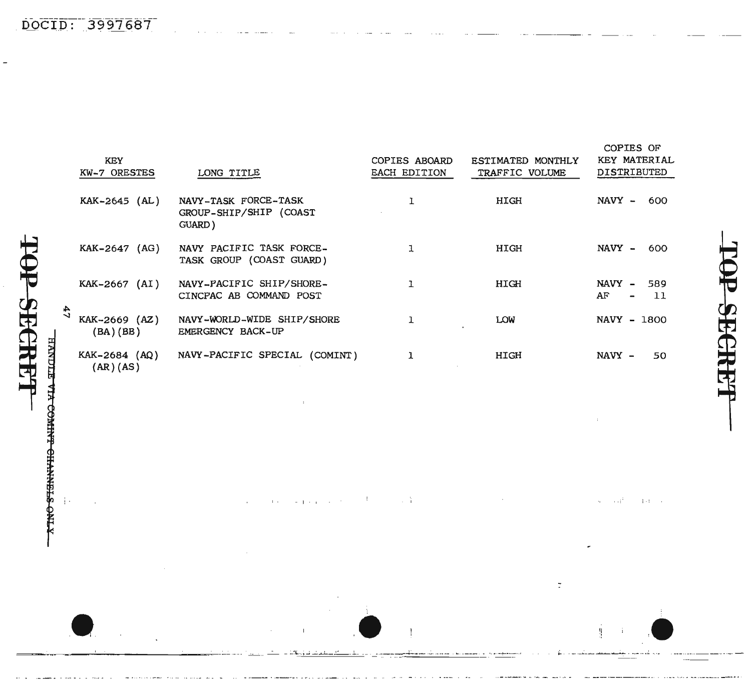| KEY KW-7 ORESTES | LONG TITLE | COPIES ABOARD EACH EDITION | ESTIMATED MONTHLY TRAFFIC VOLUME | COPIES OF KEY MATERIAL DISTRIBUTED |
|---|---|---|---|---|
| KAK-2645 (AL) | NAVY-TASK FORCE-TASK GROUP-SHIP/SHIP (COAST GUARD) | 1 | HIGH | NAVY - 600 |
| KAK-2647 (AG) | NAVY PACIFIC TASK FORCE-TASK GROUP (COAST GUARD) | 1 | HIGH | NAVY - 600 |
| KAK-2667 (AI) | NAVY-PACIFIC SHIP/SHORE-CINCPAC AB COMMAND POST | 1 | HIGH | NAVY - 589<br>AF - 11 |
| KAK-2669 (AZ) (BA)(BB) | NAVY-WORLD-WIDE SHIP/SHORE EMERGENCY BACK-UP | 1 | LOW | NAVY - 1800 |
| KAK-2684 (AQ) (AR)(AS) | NAVY-PACIFIC SPECIAL (COMINT) | 1 | HIGH | NAVY - 50 |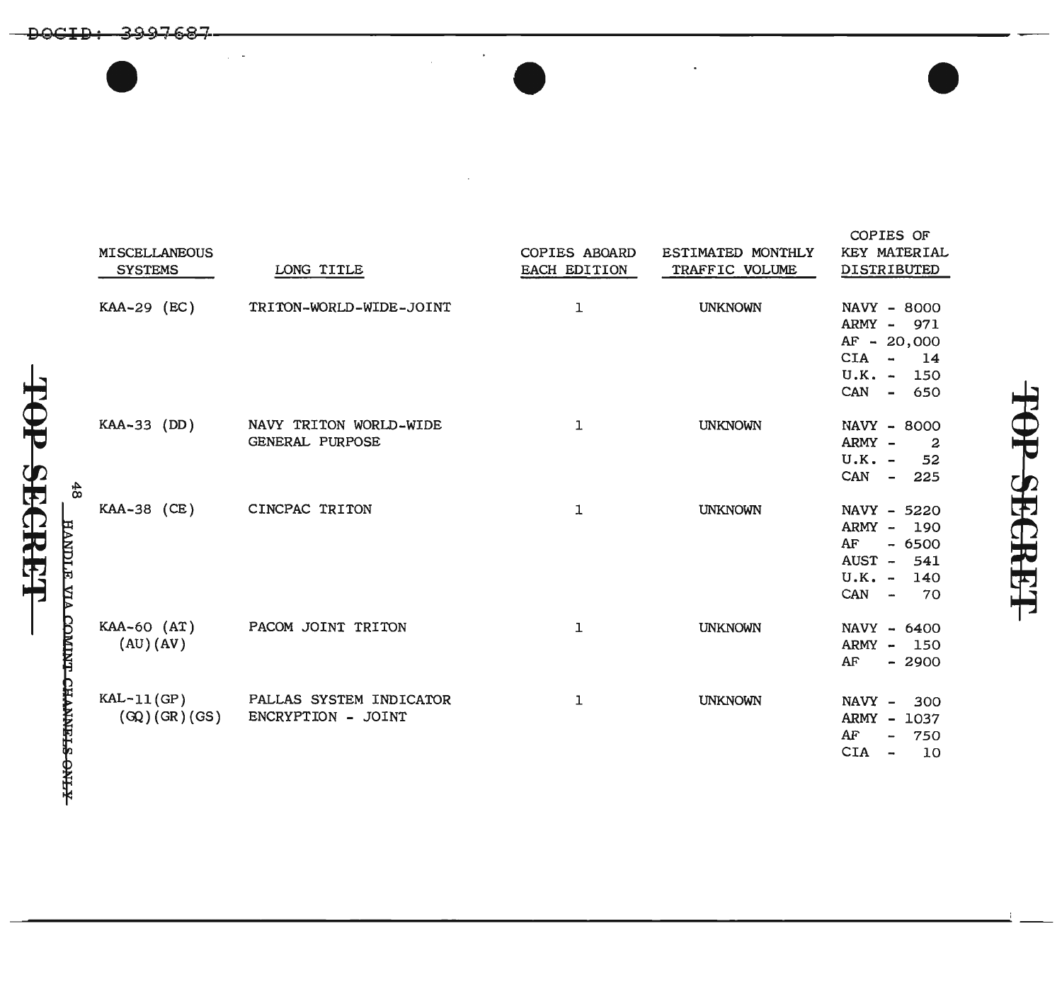| MISCELLANEOUS SYSTEMS | LONG TITLE | COPIES ABOARD EACH EDITION | ESTIMATED MONTHLY TRAFFIC VOLUME | COPIES OF KEY MATERIAL DISTRIBUTED |
|---|---|---|---|---|
| KAA-29 (EC) | TRITON-WORLD-WIDE-JOINT | 1 | UNKNOWN | NAVY - 8000<br>ARMY - 971<br>AF - 20,000<br>CIA - 14<br>U.K. - 150<br>CAN - 650 |
| KAA-33 (DD) | NAVY TRITON WORLD-WIDE GENERAL PURPOSE | 1 | UNKNOWN | NAVY - 8000<br>ARMY - 2<br>U.K. - 52<br>CAN - 225 |
| KAA-38 (CE) | CINCPAC TRITON | 1 | UNKNOWN | NAVY - 5220<br>ARMY - 190<br>AF - 6500<br>AUST - 541<br>U.K. - 140<br>CAN - 70 |
| KAA-60 (AT) (AU)(AV) | PACOM JOINT TRITON | 1 | UNKNOWN | NAVY - 6400<br>ARMY - 150<br>AF - 2900 |
| KAL-11(GP) (GQ)(GR)(GS) | PALLAS SYSTEM INDICATOR ENCRYPTION - JOINT | 1 | UNKNOWN | NAVY - 300<br>ARMY - 1037<br>AF - 750<br>CIA - 10 |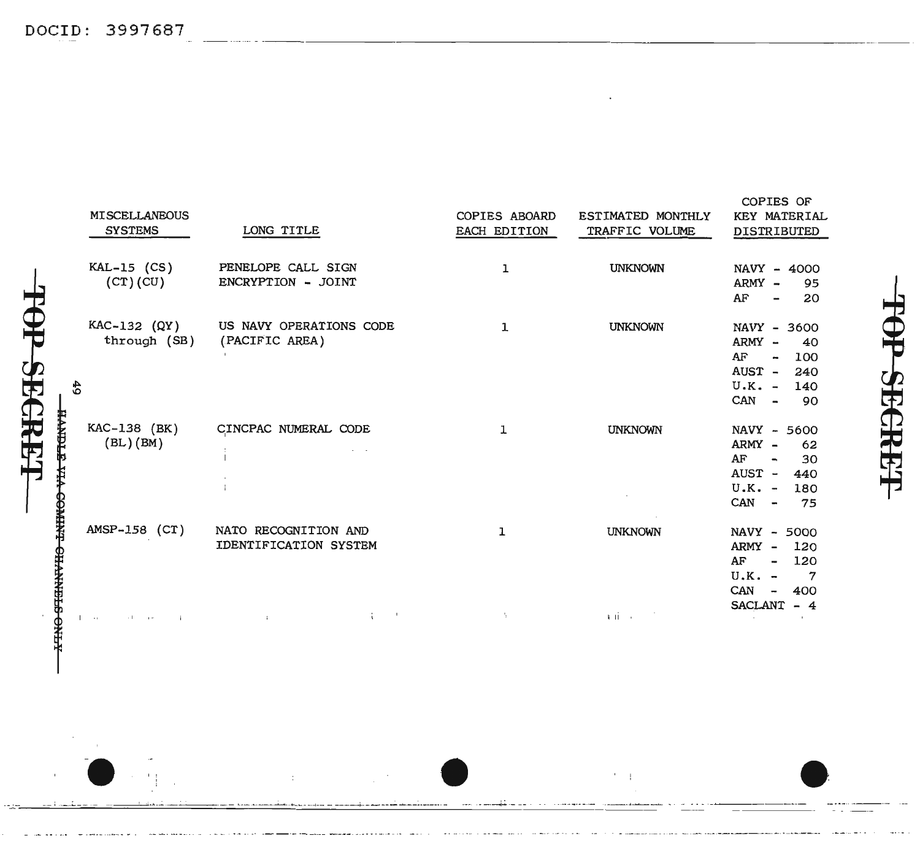| MISCELLANEOUS SYSTEMS | LONG TITLE | COPIES ABOARD EACH EDITION | ESTIMATED MONTHLY TRAFFIC VOLUME | COPIES OF KEY MATERIAL DISTRIBUTED |
|---|---|---|---|---|
| KAL-15 (CS) (CT)(CU) | PENELOPE CALL SIGN ENCRYPTION - JOINT | 1 | UNKNOWN | NAVY - 4000<br>ARMY - 95<br>AF - 20 |
| KAC-132 (QY) through (SB) | US NAVY OPERATIONS CODE (PACIFIC AREA) | 1 | UNKNOWN | NAVY - 3600<br>ARMY - 40<br>AF - 100<br>AUST - 240<br>U.K. - 140<br>CAN - 90 |
| KAC-138 (BK) (BL)(BM) | CINCPAC NUMERAL CODE | 1 | UNKNOWN | NAVY - 5600<br>ARMY - 62<br>AF - 30<br>AUST - 440<br>U.K. - 180<br>CAN - 75 |
| AMSP-158 (CT) | NATO RECOGNITION AND IDENTIFICATION SYSTEM | 1 | UNKNOWN | NAVY - 5000<br>ARMY - 120<br>AF - 120<br>U.K. - 7<br>CAN - 400<br>SACLANT - 4 |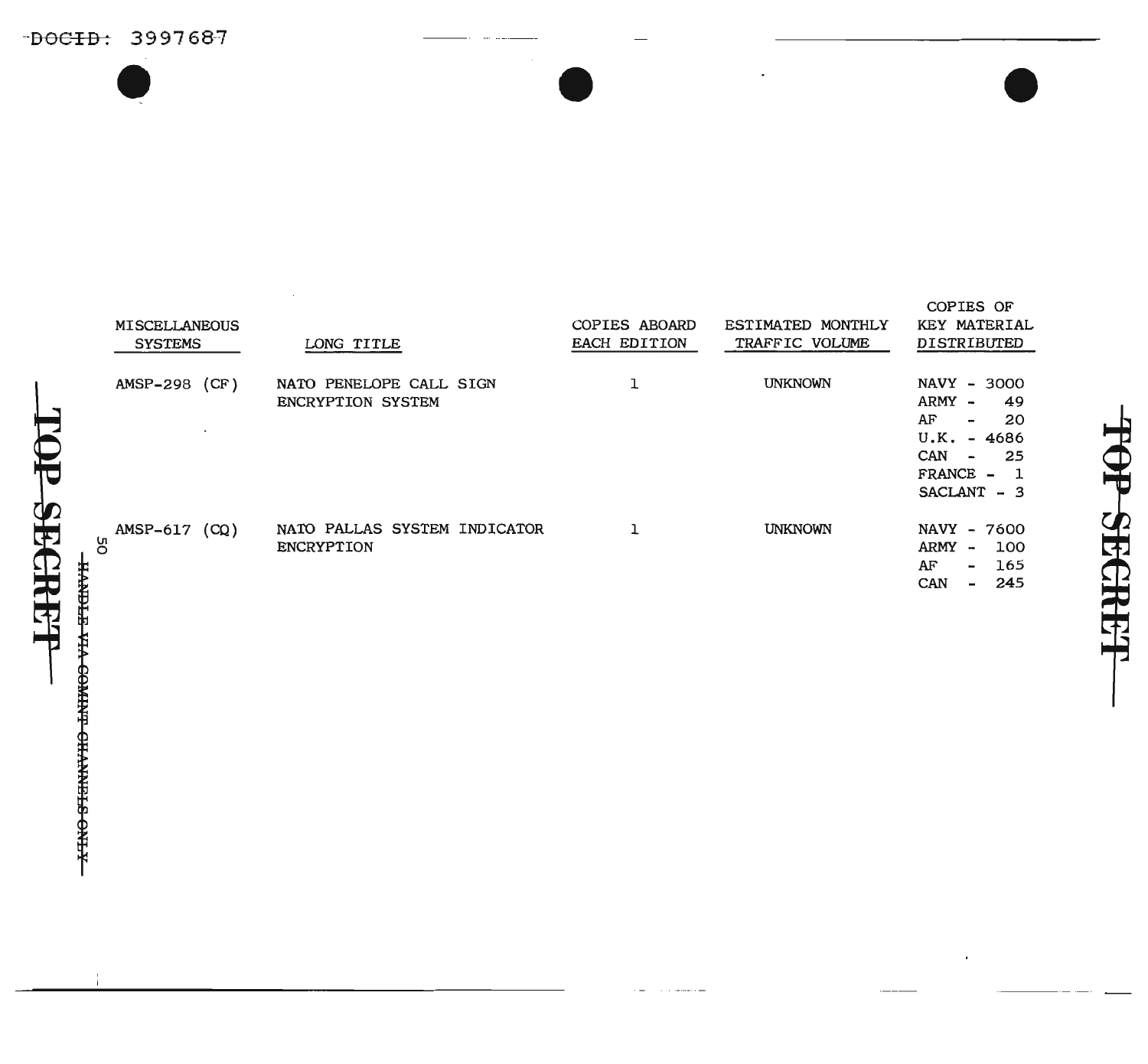DOCID: 3997687

TOP SECRET

HANDLE VIA COMINT CHANNELS ONLY

| MISCELLANEOUS SYSTEMS | LONG TITLE | COPIES ABOARD EACH EDITION | ESTIMATED MONTHLY TRAFFIC VOLUME | COPIES OF KEY MATERIAL DISTRIBUTED |
|---|---|---|---|---|
| AMSP-298 (CF) | NATO PENELOPE CALL SIGN ENCRYPTION SYSTEM | 1 | UNKNOWN | NAVY - 3000<br>ARMY - 49<br>AF - 20<br>U.K. - 4686<br>CAN - 25<br>FRANCE - 1<br>SACLANT - 3 |
| AMSP-617 (CQ) | NATO PALLAS SYSTEM INDICATOR ENCRYPTION | 1 | UNKNOWN | NAVY - 7600<br>ARMY - 100<br>AF - 165<br>CAN - 245 |

TOP SECRET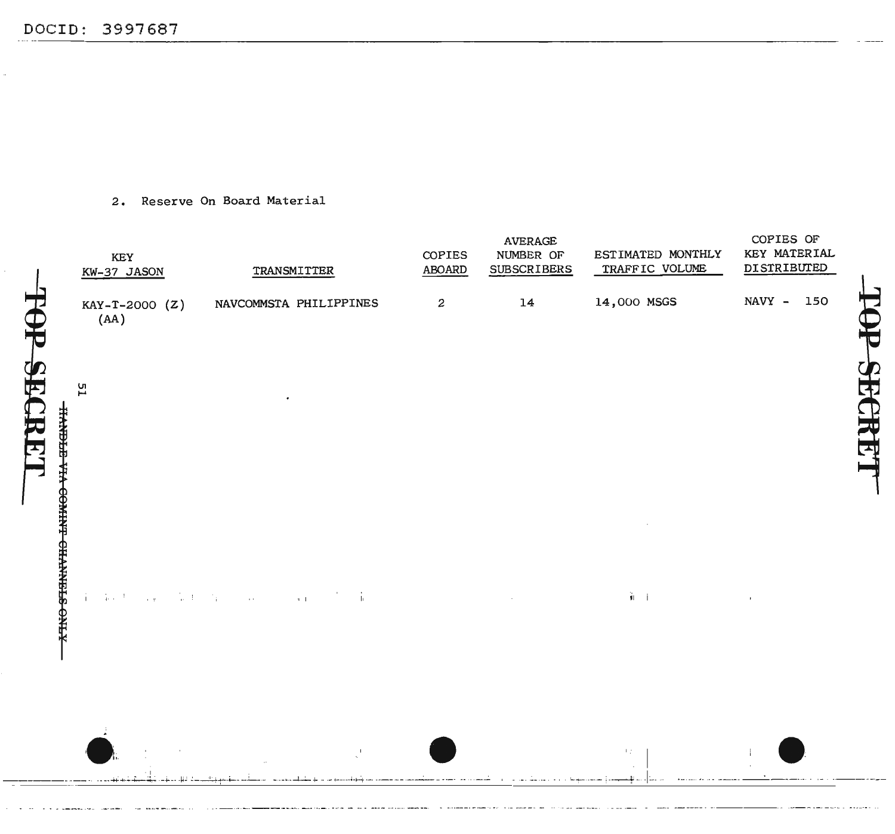2. Reserve On Board Material

| KEY KW-37 JASON | TRANSMITTER | COPIES ABOARD | AVERAGE NUMBER OF SUBSCRIBERS | ESTIMATED MONTHLY TRAFFIC VOLUME | COPIES OF KEY MATERIAL DISTRIBUTED |
|---|---|---|---|---|---|
| KAY-T-2000 (Z) (AA) | NAVCOMMSTA PHILIPPINES | 2 | 14 | 14,000 MSGS | NAVY - 150 |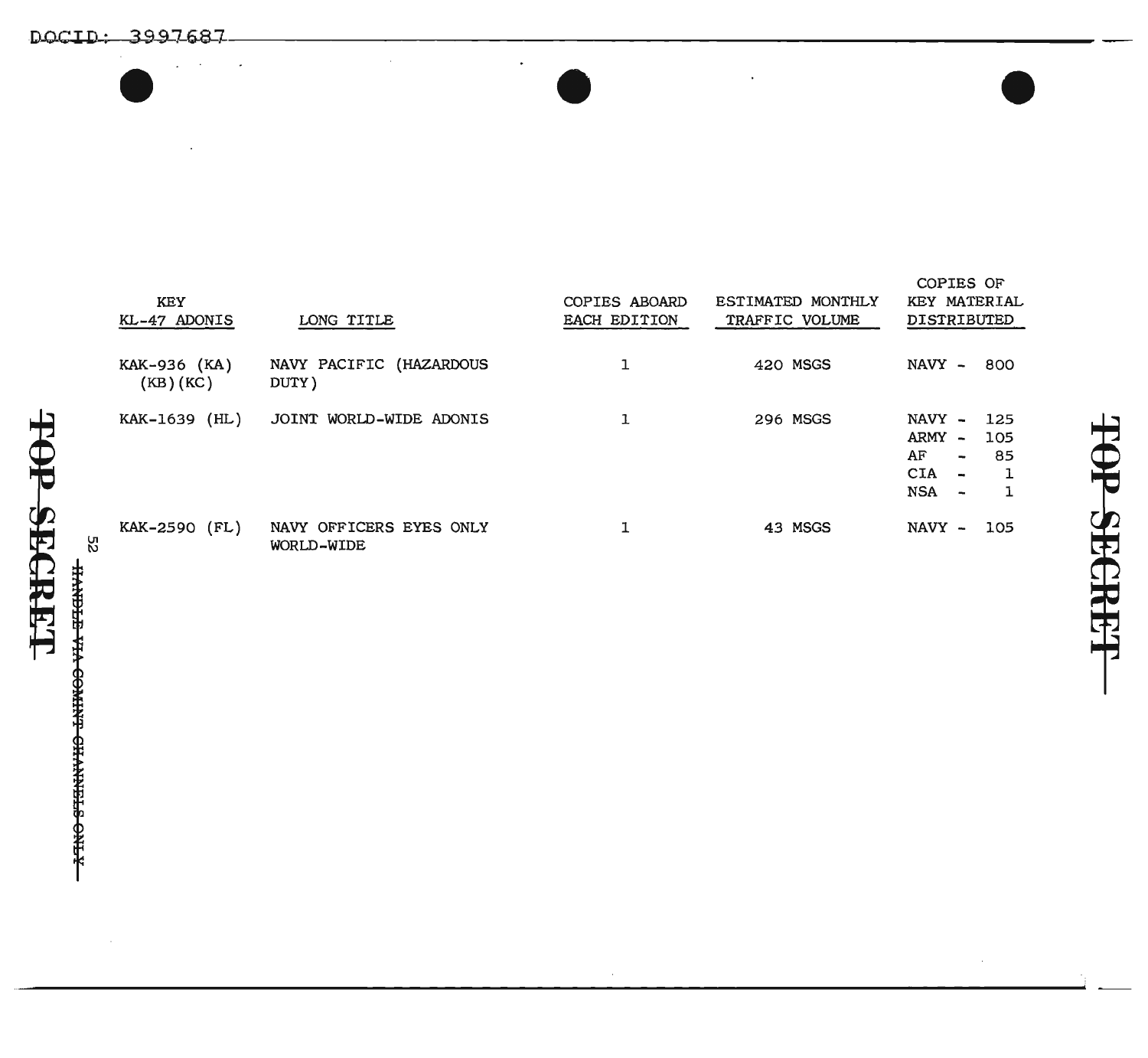| KEY KL-47 ADONIS | LONG TITLE | COPIES ABOARD EACH EDITION | ESTIMATED MONTHLY TRAFFIC VOLUME | COPIES OF KEY MATERIAL DISTRIBUTED |
|---|---|---|---|---|
| KAK-936 (KA) (KB)(KC) | NAVY PACIFIC (HAZARDOUS DUTY) | 1 | 420 MSGS | NAVY - 800 |
| KAK-1639 (HL) | JOINT WORLD-WIDE ADONIS | 1 | 296 MSGS | NAVY - 125<br>ARMY - 105<br>AF - 85<br>CIA - 1<br>NSA - 1 |
| KAK-2590 (FL) | NAVY OFFICERS EYES ONLY WORLD-WIDE | 1 | 43 MSGS | NAVY - 105 |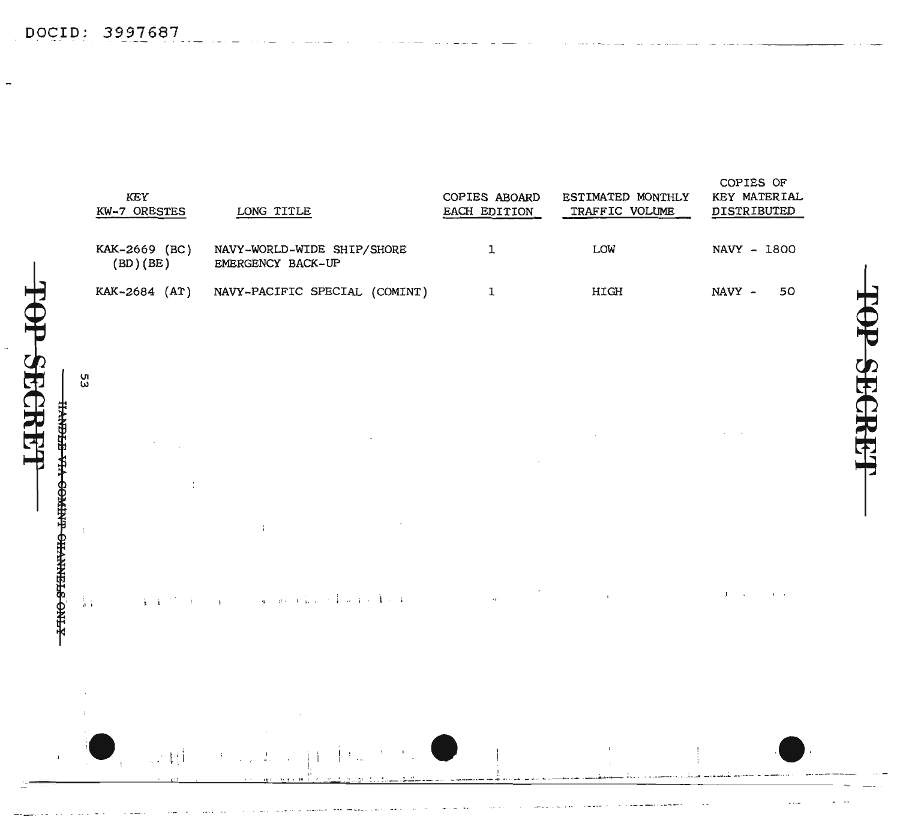| KEY KW-7 ORESTES | LONG TITLE | COPIES ABOARD EACH EDITION | ESTIMATED MONTHLY TRAFFIC VOLUME | COPIES OF KEY MATERIAL DISTRIBUTED |
|---|---|---|---|---|
| KAK-2669 (BC) (BD)(BE) | NAVY-WORLD-WIDE SHIP/SHORE EMERGENCY BACK-UP | 1 | LOW | NAVY - 1800 |
| KAK-2684 (AT) | NAVY-PACIFIC SPECIAL (COMINT) | 1 | HIGH | NAVY - 50 |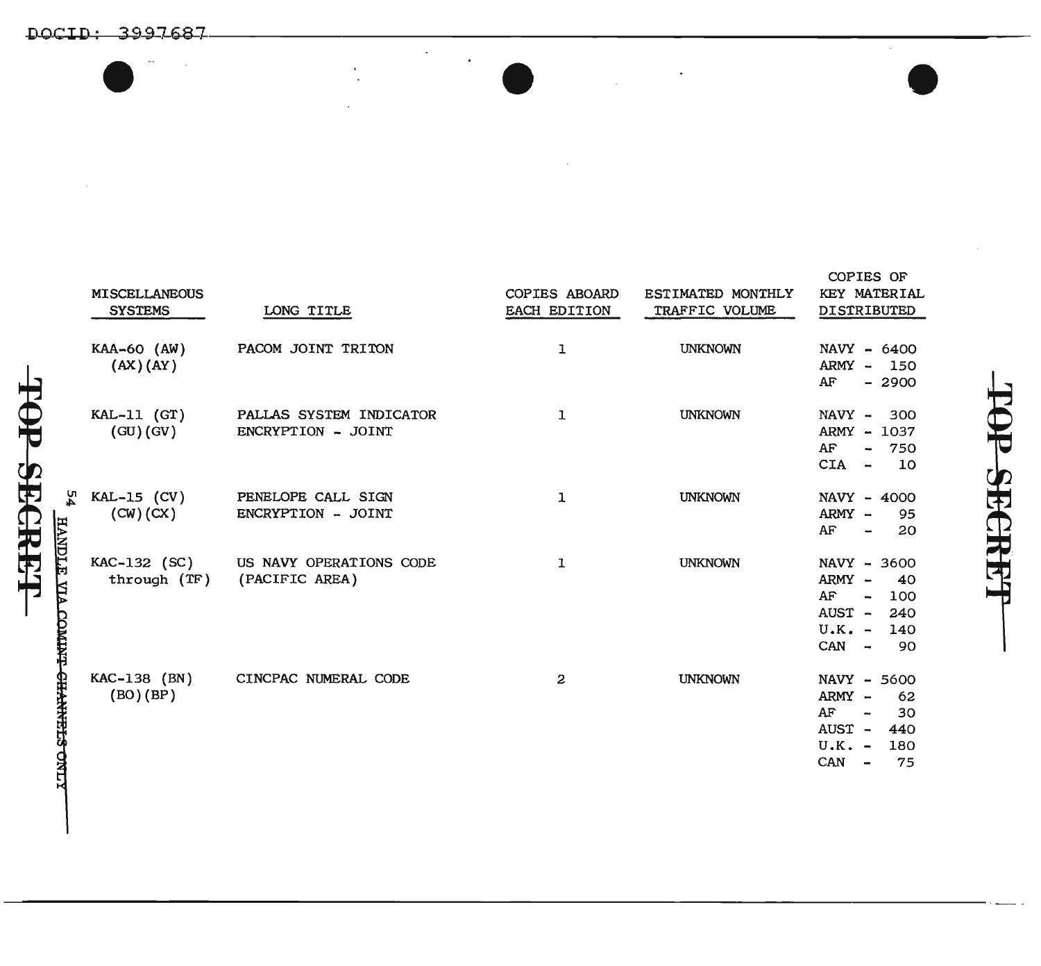| MISCELLANEOUS SYSTEMS | LONG TITLE | COPIES ABOARD EACH EDITION | ESTIMATED MONTHLY TRAFFIC VOLUME | COPIES OF KEY MATERIAL DISTRIBUTED |
|---|---|---|---|---|
| KAA-60 (AW) (AX)(AY) | PACOM JOINT TRITON | 1 | UNKNOWN | NAVY - 6400<br>ARMY - 150<br>AF - 2900 |
| KAL-11 (GT) (GU)(GV) | PALLAS SYSTEM INDICATOR ENCRYPTION - JOINT | 1 | UNKNOWN | NAVY - 300<br>ARMY - 1037<br>AF - 750<br>CIA - 10 |
| KAL-15 (CV) (CW)(CX) | PENELOPE CALL SIGN ENCRYPTION - JOINT | 1 | UNKNOWN | NAVY - 4000<br>ARMY - 95<br>AF - 20 |
| KAC-132 (SC) through (TF) | US NAVY OPERATIONS CODE (PACIFIC AREA) | 1 | UNKNOWN | NAVY - 3600<br>ARMY - 40<br>AF - 100<br>AUST - 240<br>U.K. - 140<br>CAN - 90 |
| KAC-138 (BN) (BO)(BP) | CINCPAC NUMERAL CODE | 2 | UNKNOWN | NAVY - 5600<br>ARMY - 62<br>AF - 30<br>AUST - 440<br>U.K. - 180<br>CAN - 75 |